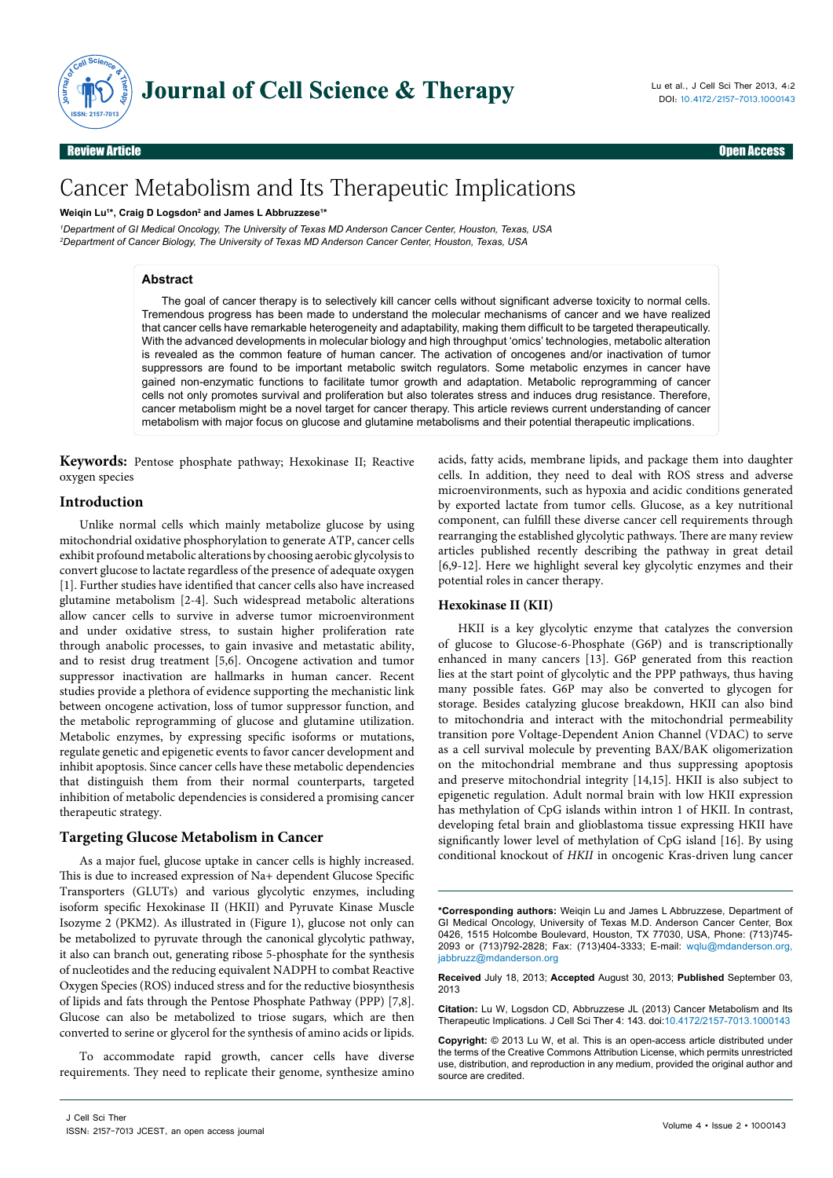Review Article | Open Access

# Cancer Metabolism and Its Therapeutic Implications

**Weiqin Lu[1]*, Craig D Logsdon[2] and James L Abbruzzese[1]***

[1]Department of GI Medical Oncology, The University of Texas MD Anderson Cancer Center, Houston, Texas, USA
[2]Department of Cancer Biology, The University of Texas MD Anderson Cancer Center, Houston, Texas, USA

## Abstract

The goal of cancer therapy is to selectively kill cancer cells without significant adverse toxicity to normal cells. Tremendous progress has been made to understand the molecular mechanisms of cancer and we have realized that cancer cells have remarkable heterogeneity and adaptability, making them difficult to be targeted therapeutically. With the advanced developments in molecular biology and high throughput 'omics' technologies, metabolic alteration is revealed as the common feature of human cancer. The activation of oncogenes and/or inactivation of tumor suppressors are found to be important metabolic switch regulators. Some metabolic enzymes in cancer have gained non-enzymatic functions to facilitate tumor growth and adaptation. Metabolic reprogramming of cancer cells not only promotes survival and proliferation but also tolerates stress and induces drug resistance. Therefore, cancer metabolism might be a novel target for cancer therapy. This article reviews current understanding of cancer metabolism with major focus on glucose and glutamine metabolisms and their potential therapeutic implications.

**Keywords:** Pentose phosphate pathway; Hexokinase II; Reactive oxygen species

## Introduction

Unlike normal cells which mainly metabolize glucose by using mitochondrial oxidative phosphorylation to generate ATP, cancer cells exhibit profound metabolic alterations by choosing aerobic glycolysis to convert glucose to lactate regardless of the presence of adequate oxygen [1]. Further studies have identified that cancer cells also have increased glutamine metabolism [2-4]. Such widespread metabolic alterations allow cancer cells to survive in adverse tumor microenvironment and under oxidative stress, to sustain higher proliferation rate through anabolic processes, to gain invasive and metastatic ability, and to resist drug treatment [5,6]. Oncogene activation and tumor suppressor inactivation are hallmarks in human cancer. Recent studies provide a plethora of evidence supporting the mechanistic link between oncogene activation, loss of tumor suppressor function, and the metabolic reprogramming of glucose and glutamine utilization. Metabolic enzymes, by expressing specific isoforms or mutations, regulate genetic and epigenetic events to favor cancer development and inhibit apoptosis. Since cancer cells have these metabolic dependencies that distinguish them from their normal counterparts, targeted inhibition of metabolic dependencies is considered a promising cancer therapeutic strategy.

## Targeting Glucose Metabolism in Cancer

As a major fuel, glucose uptake in cancer cells is highly increased. This is due to increased expression of Na+ dependent Glucose Specific Transporters (GLUTs) and various glycolytic enzymes, including isoform specific Hexokinase II (HKII) and Pyruvate Kinase Muscle Isozyme 2 (PKM2). As illustrated in (Figure 1), glucose not only can be metabolized to pyruvate through the canonical glycolytic pathway, it also can branch out, generating ribose 5-phosphate for the synthesis of nucleotides and the reducing equivalent NADPH to combat Reactive Oxygen Species (ROS) induced stress and for the reductive biosynthesis of lipids and fats through the Pentose Phosphate Pathway (PPP) [7,8]. Glucose can also be metabolized to triose sugars, which are then converted to serine or glycerol for the synthesis of amino acids or lipids.

To accommodate rapid growth, cancer cells have diverse requirements. They need to replicate their genome, synthesize amino acids, fatty acids, membrane lipids, and package them into daughter cells. In addition, they need to deal with ROS stress and adverse microenvironments, such as hypoxia and acidic conditions generated by exported lactate from tumor cells. Glucose, as a key nutritional component, can fulfill these diverse cancer cell requirements through rearranging the established glycolytic pathways. There are many review articles published recently describing the pathway in great detail [6,9-12]. Here we highlight several key glycolytic enzymes and their potential roles in cancer therapy.

### Hexokinase II (KII)

HKII is a key glycolytic enzyme that catalyzes the conversion of glucose to Glucose-6-Phosphate (G6P) and is transcriptionally enhanced in many cancers [13]. G6P generated from this reaction lies at the start point of glycolytic and the PPP pathways, thus having many possible fates. G6P may also be converted to glycogen for storage. Besides catalyzing glucose breakdown, HKII can also bind to mitochondria and interact with the mitochondrial permeability transition pore Voltage-Dependent Anion Channel (VDAC) to serve as a cell survival molecule by preventing BAX/BAK oligomerization on the mitochondrial membrane and thus suppressing apoptosis and preserve mitochondrial integrity [14,15]. HKII is also subject to epigenetic regulation. Adult normal brain with low HKII expression has methylation of CpG islands within intron 1 of HKII. In contrast, developing fetal brain and glioblastoma tissue expressing HKII have significantly lower level of methylation of CpG island [16]. By using conditional knockout of *HKII* in oncogenic Kras-driven lung cancer

---

***Corresponding authors:** Weiqin Lu and James L Abbruzzese, Department of GI Medical Oncology, University of Texas M.D. Anderson Cancer Center, Box 0426, 1515 Holcombe Boulevard, Houston, TX 77030, USA, Phone: (713)745-2093 or (713)792-2828; Fax: (713)404-3333; E-mail: wqlu@mdanderson.org, jabbruzz@mdanderson.org

**Received** July 18, 2013; **Accepted** August 30, 2013; **Published** September 03, 2013

**Citation:** Lu W, Logsdon CD, Abbruzzese JL (2013) Cancer Metabolism and Its Therapeutic Implications. J Cell Sci Ther 4: 143. doi:10.4172/2157-7013.1000143

**Copyright:** © 2013 Lu W, et al. This is an open-access article distributed under the terms of the Creative Commons Attribution License, which permits unrestricted use, distribution, and reproduction in any medium, provided the original author and source are credited.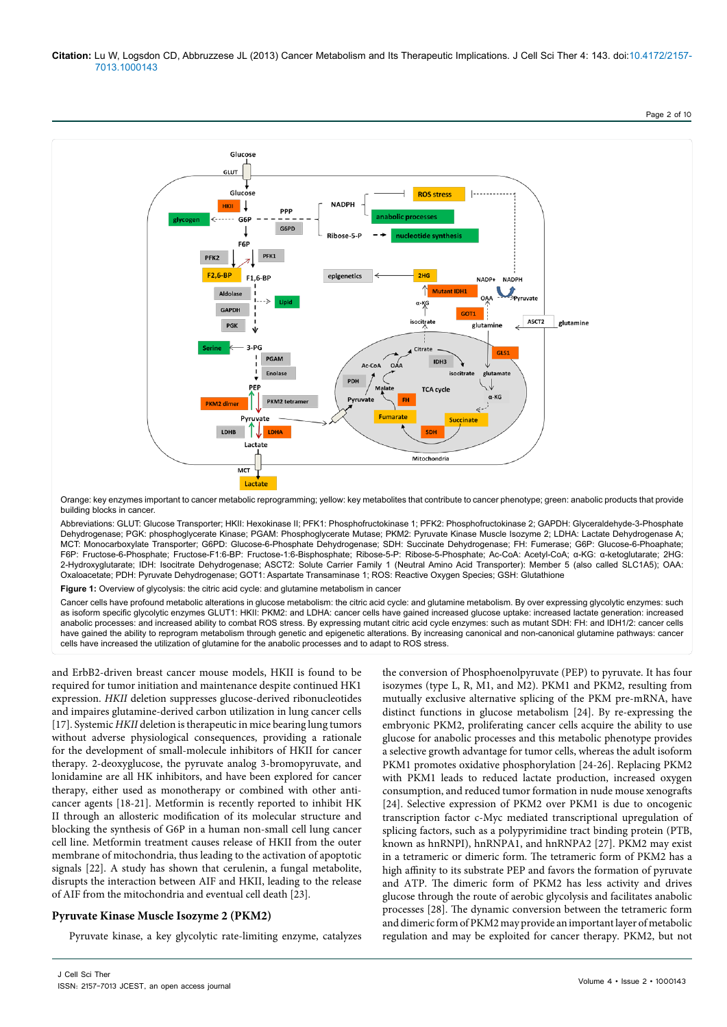Orange: key enzymes important to cancer metabolic reprogramming; yellow: key metabolites that contribute to cancer phenotype; green: anabolic products that provide building blocks in cancer.

Abbreviations: GLUT: Glucose Transporter; HKII: Hexokinase II; PFK1: Phosphofructokinase 1; PFK2: Phosphofructokinase 2; GAPDH: Glyceraldehyde-3-Phosphate Dehydrogenase; PGK: phosphoglycerate Kinase; PGAM: Phosphoglycerate Mutase; PKM2: Pyruvate Kinase Muscle Isozyme 2; LDHA: Lactate Dehydrogenase A; MCT: Monocarboxylate Transporter; G6PD: Glucose-6-Phosphate Dehydrogenase; SDH: Succinate Dehydrogenase; FH: Fumerase; G6P: Glucose-6-Phophate; F6P: Fructose-6-Phosphate; Fructose-F1:6-BP: Fructose-1:6-Bisphosphate; Ribose-5-P: Ribose-5-Phosphate; Ac-CoA: Acetyl-CoA; α-KG: α-ketoglutarate; 2HG: 2-Hydroxyglutarate; IDH: Isocitrate Dehydrogenase; ASCT2: Solute Carrier Family 1 (Neutral Amino Acid Transporter): Member 5 (also called SLC1A5); OAA: Oxaloacetate; PDH: Pyruvate Dehydrogenase; GOT1: Aspartate Transaminase 1; ROS: Reactive Oxygen Species; GSH: Glutathione

**Figure 1:** Overview of glycolysis: the citric acid cycle: and glutamine metabolism in cancer

Cancer cells have profound metabolic alterations in glucose metabolism: the citric acid cycle: and glutamine metabolism. By over expressing glycolytic enzymes: such as isoform specific glycolytic enzymes GLUT1: HKII: PKM2: and LDHA: cancer cells have gained increased glucose uptake: increased lactate generation: increased anabolic processes: and increased ability to combat ROS stress. By expressing mutant citric acid cycle enzymes: such as mutant SDH: FH: and IDH1/2: cancer cells have gained the ability to reprogram metabolism through genetic and epigenetic alterations. By increasing canonical and non-canonical glutamine pathways: cancer cells have increased the utilization of glutamine for the anabolic processes and to adapt to ROS stress.

and ErbB2-driven breast cancer mouse models, HKII is found to be required for tumor initiation and maintenance despite continued HK1 expression. *HKII* deletion suppresses glucose-derived ribonucleotides and impaires glutamine-derived carbon utilization in lung cancer cells [17]. Systemic *HKII* deletion is therapeutic in mice bearing lung tumors without adverse physiological consequences, providing a rationale for the development of small-molecule inhibitors of HKII for cancer therapy. 2-deoxyglucose, the pyruvate analog 3-bromopyruvate, and lonidamine are all HK inhibitors, and have been explored for cancer therapy, either used as monotherapy or combined with other anti-cancer agents [18-21]. Metformin is recently reported to inhibit HK II through an allosteric modification of its molecular structure and blocking the synthesis of G6P in a human non-small cell lung cancer cell line. Metformin treatment causes release of HKII from the outer membrane of mitochondria, thus leading to the activation of apoptotic signals [22]. A study has shown that cerulenin, a fungal metabolite, disrupts the interaction between AIF and HKII, leading to the release of AIF from the mitochondria and eventual cell death [23].

## Pyruvate Kinase Muscle Isozyme 2 (PKM2)

Pyruvate kinase, a key glycolytic rate-limiting enzyme, catalyzes the conversion of Phosphoenolpyruvate (PEP) to pyruvate. It has four isozymes (type L, R, M1, and M2). PKM1 and PKM2, resulting from mutually exclusive alternative splicing of the PKM pre-mRNA, have distinct functions in glucose metabolism [24]. By re-expressing the embryonic PKM2, proliferating cancer cells acquire the ability to use glucose for anabolic processes and this metabolic phenotype provides a selective growth advantage for tumor cells, whereas the adult isoform PKM1 promotes oxidative phosphorylation [24-26]. Replacing PKM2 with PKM1 leads to reduced lactate production, increased oxygen consumption, and reduced tumor formation in nude mouse xenografts [24]. Selective expression of PKM2 over PKM1 is due to oncogenic transcription factor c-Myc mediated transcriptional upregulation of splicing factors, such as a polypyrimidine tract binding protein (PTB, known as hnRNPI), hnRNPA1, and hnRNPA2 [27]. PKM2 may exist in a tetrameric or dimeric form. The tetrameric form of PKM2 has a high affinity to its substrate PEP and favors the formation of pyruvate and ATP. The dimeric form of PKM2 has less activity and drives glucose through the route of aerobic glycolysis and facilitates anabolic processes [28]. The dynamic conversion between the tetrameric form and dimeric form of PKM2 may provide an important layer of metabolic regulation and may be exploited for cancer therapy. PKM2, but not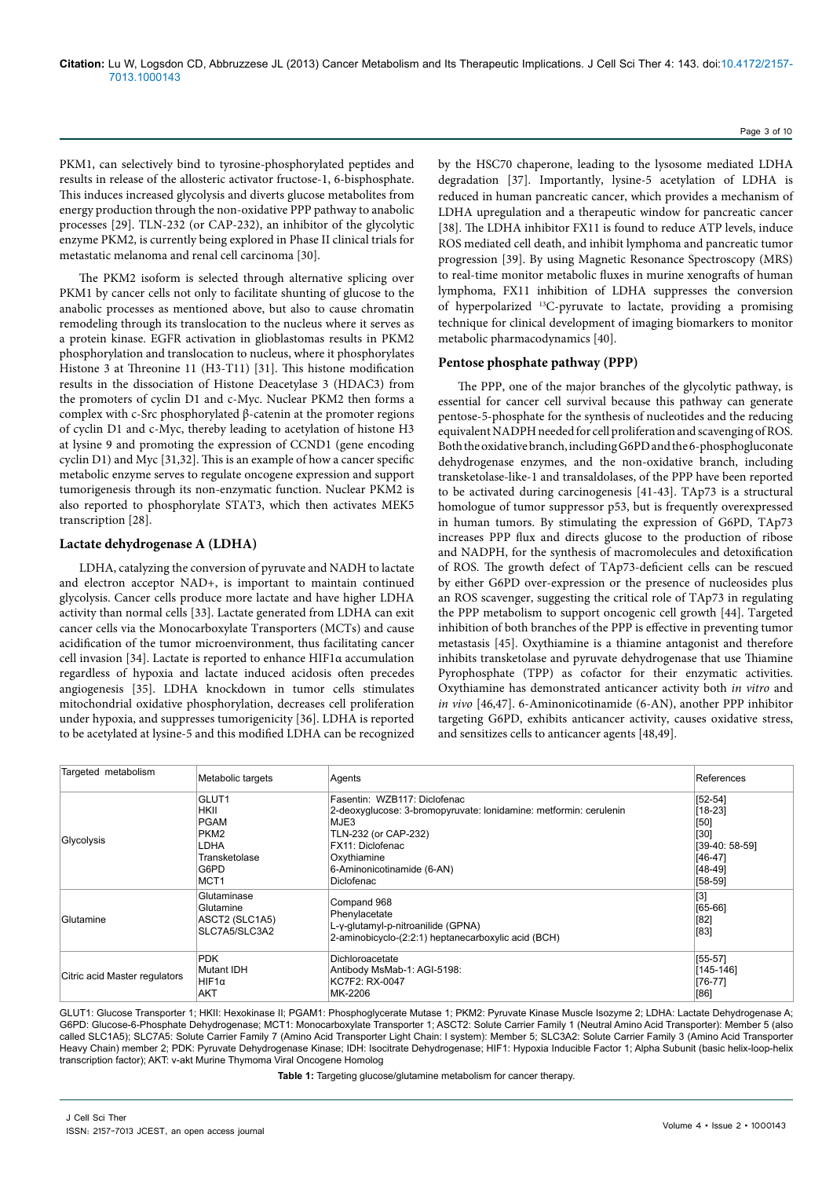PKM1, can selectively bind to tyrosine-phosphorylated peptides and results in release of the allosteric activator fructose-1, 6-bisphosphate. This induces increased glycolysis and diverts glucose metabolites from energy production through the non-oxidative PPP pathway to anabolic processes [29]. TLN-232 (or CAP-232), an inhibitor of the glycolytic enzyme PKM2, is currently being explored in Phase II clinical trials for metastatic melanoma and renal cell carcinoma [30].

The PKM2 isoform is selected through alternative splicing over PKM1 by cancer cells not only to facilitate shunting of glucose to the anabolic processes as mentioned above, but also to cause chromatin remodeling through its translocation to the nucleus where it serves as a protein kinase. EGFR activation in glioblastomas results in PKM2 phosphorylation and translocation to nucleus, where it phosphorylates Histone 3 at Threonine 11 (H3-T11) [31]. This histone modification results in the dissociation of Histone Deacetylase 3 (HDAC3) from the promoters of cyclin D1 and c-Myc. Nuclear PKM2 then forms a complex with c-Src phosphorylated β-catenin at the promoter regions of cyclin D1 and c-Myc, thereby leading to acetylation of histone H3 at lysine 9 and promoting the expression of CCND1 (gene encoding cyclin D1) and Myc [31,32]. This is an example of how a cancer specific metabolic enzyme serves to regulate oncogene expression and support tumorigenesis through its non-enzymatic function. Nuclear PKM2 is also reported to phosphorylate STAT3, which then activates MEK5 transcription [28].

## Lactate dehydrogenase A (LDHA)

LDHA, catalyzing the conversion of pyruvate and NADH to lactate and electron acceptor NAD+, is important to maintain continued glycolysis. Cancer cells produce more lactate and have higher LDHA activity than normal cells [33]. Lactate generated from LDHA can exit cancer cells via the Monocarboxylate Transporters (MCTs) and cause acidification of the tumor microenvironment, thus facilitating cancer cell invasion [34]. Lactate is reported to enhance HIF1α accumulation regardless of hypoxia and lactate induced acidosis often precedes angiogenesis [35]. LDHA knockdown in tumor cells stimulates mitochondrial oxidative phosphorylation, decreases cell proliferation under hypoxia, and suppresses tumorigenicity [36]. LDHA is reported to be acetylated at lysine-5 and this modified LDHA can be recognized by the HSC70 chaperone, leading to the lysosome mediated LDHA degradation [37]. Importantly, lysine-5 acetylation of LDHA is reduced in human pancreatic cancer, which provides a mechanism of LDHA upregulation and a therapeutic window for pancreatic cancer [38]. The LDHA inhibitor FX11 is found to reduce ATP levels, induce ROS mediated cell death, and inhibit lymphoma and pancreatic tumor progression [39]. By using Magnetic Resonance Spectroscopy (MRS) to real-time monitor metabolic fluxes in murine xenografts of human lymphoma, FX11 inhibition of LDHA suppresses the conversion of hyperpolarized $^{13}$C-pyruvate to lactate, providing a promising technique for clinical development of imaging biomarkers to monitor metabolic pharmacodynamics [40].

## Pentose phosphate pathway (PPP)

The PPP, one of the major branches of the glycolytic pathway, is essential for cancer cell survival because this pathway can generate pentose-5-phosphate for the synthesis of nucleotides and the reducing equivalent NADPH needed for cell proliferation and scavenging of ROS. Both the oxidative branch, including G6PD and the 6-phosphogluconate dehydrogenase enzymes, and the non-oxidative branch, including transketolase-like-1 and transaldolases, of the PPP have been reported to be activated during carcinogenesis [41-43]. TAp73 is a structural homologue of tumor suppressor p53, but is frequently overexpressed in human tumors. By stimulating the expression of G6PD, TAp73 increases PPP flux and directs glucose to the production of ribose and NADPH, for the synthesis of macromolecules and detoxification of ROS. The growth defect of TAp73-deficient cells can be rescued by either G6PD over-expression or the presence of nucleosides plus an ROS scavenger, suggesting the critical role of TAp73 in regulating the PPP metabolism to support oncogenic cell growth [44]. Targeted inhibition of both branches of the PPP is effective in preventing tumor metastasis [45]. Oxythiamine is a thiamine antagonist and therefore inhibits transketolase and pyruvate dehydrogenase that use Thiamine Pyrophosphate (TPP) as cofactor for their enzymatic activities. Oxythiamine has demonstrated anticancer activity both *in vitro* and *in vivo* [46,47]. 6-Aminonicotinamide (6-AN), another PPP inhibitor targeting G6PD, exhibits anticancer activity, causes oxidative stress, and sensitizes cells to anticancer agents [48,49].

| Targeted metabolism | Metabolic targets | Agents | References |
|---|---|---|---|
| Glycolysis | GLUT1<br>HKII<br>PGAM<br>PKM2<br>LDHA<br>Transketolase<br>G6PD<br>MCT1 | Fasentin: WZB117: Diclofenac<br>2-deoxyglucose: 3-bromopyruvate: lonidamine: metformin: cerulenin<br>MJE3<br>TLN-232 (or CAP-232)<br>FX11: Diclofenac<br>Oxythiamine<br>6-Aminonicotinamide (6-AN)<br>Diclofenac | [52-54]<br>[18-23]<br>[50]<br>[30]<br>[39-40: 58-59]<br>[46-47]<br>[48-49]<br>[58-59] |
| Glutamine | Glutaminase<br>Glutamine<br>ASCT2 (SLC1A5)<br>SLC7A5/SLC3A2 | Compand 968<br>Phenylacetate<br>L-γ-glutamyl-p-nitroanilide (GPNA)<br>2-aminobicyclo-(2:2:1) heptanecarboxylic acid (BCH) | [3]<br>[65-66]<br>[82]<br>[83] |
| Citric acid Master regulators | PDK<br>Mutant IDH<br>HIF1α<br>AKT | Dichloroacetate<br>Antibody MsMab-1: AGI-5198:<br>KC7F2: RX-0047<br>MK-2206 | [55-57]<br>[145-146]<br>[76-77]<br>[86] |

GLUT1: Glucose Transporter 1; HKII: Hexokinase II; PGAM1: Phosphoglycerate Mutase 1; PKM2: Pyruvate Kinase Muscle Isozyme 2; LDHA: Lactate Dehydrogenase A; G6PD: Glucose-6-Phosphate Dehydrogenase; MCT1: Monocarboxylate Transporter 1; ASCT2: Solute Carrier Family 1 (Neutral Amino Acid Transporter): Member 5 (also called SLC1A5); SLC7A5: Solute Carrier Family 7 (Amino Acid Transporter Light Chain: I system): Member 5; SLC3A2: Solute Carrier Family 3 (Amino Acid Transporter Heavy Chain) member 2; PDK: Pyruvate Dehydrogenase Kinase; IDH: Isocitrate Dehydrogenase; HIF1: Hypoxia Inducible Factor 1; Alpha Subunit (basic helix-loop-helix transcription factor); AKT: v-akt Murine Thymoma Viral Oncogene Homolog

**Table 1:** Targeting glucose/glutamine metabolism for cancer therapy.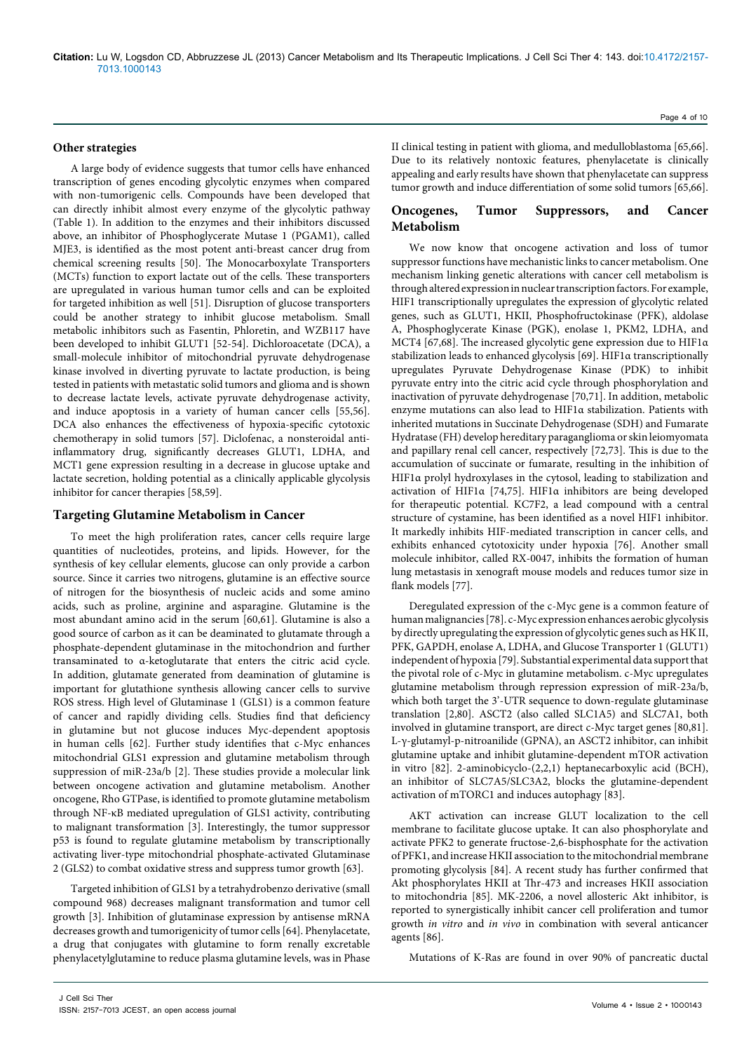### Other strategies

A large body of evidence suggests that tumor cells have enhanced transcription of genes encoding glycolytic enzymes when compared with non-tumorigenic cells. Compounds have been developed that can directly inhibit almost every enzyme of the glycolytic pathway (Table 1). In addition to the enzymes and their inhibitors discussed above, an inhibitor of Phosphoglycerate Mutase 1 (PGAM1), called MJE3, is identified as the most potent anti-breast cancer drug from chemical screening results [50]. The Monocarboxylate Transporters (MCTs) function to export lactate out of the cells. These transporters are upregulated in various human tumor cells and can be exploited for targeted inhibition as well [51]. Disruption of glucose transporters could be another strategy to inhibit glucose metabolism. Small metabolic inhibitors such as Fasentin, Phloretin, and WZB117 have been developed to inhibit GLUT1 [52-54]. Dichloroacetate (DCA), a small-molecule inhibitor of mitochondrial pyruvate dehydrogenase kinase involved in diverting pyruvate to lactate production, is being tested in patients with metastatic solid tumors and glioma and is shown to decrease lactate levels, activate pyruvate dehydrogenase activity, and induce apoptosis in a variety of human cancer cells [55,56]. DCA also enhances the effectiveness of hypoxia-specific cytotoxic chemotherapy in solid tumors [57]. Diclofenac, a nonsteroidal anti-inflammatory drug, significantly decreases GLUT1, LDHA, and MCT1 gene expression resulting in a decrease in glucose uptake and lactate secretion, holding potential as a clinically applicable glycolysis inhibitor for cancer therapies [58,59].

## Targeting Glutamine Metabolism in Cancer

To meet the high proliferation rates, cancer cells require large quantities of nucleotides, proteins, and lipids. However, for the synthesis of key cellular elements, glucose can only provide a carbon source. Since it carries two nitrogens, glutamine is an effective source of nitrogen for the biosynthesis of nucleic acids and some amino acids, such as proline, arginine and asparagine. Glutamine is the most abundant amino acid in the serum [60,61]. Glutamine is also a good source of carbon as it can be deaminated to glutamate through a phosphate-dependent glutaminase in the mitochondrion and further transaminated to α-ketoglutarate that enters the citric acid cycle. In addition, glutamate generated from deamination of glutamine is important for glutathione synthesis allowing cancer cells to survive ROS stress. High level of Glutaminase 1 (GLS1) is a common feature of cancer and rapidly dividing cells. Studies find that deficiency in glutamine but not glucose induces Myc-dependent apoptosis in human cells [62]. Further study identifies that c-Myc enhances mitochondrial GLS1 expression and glutamine metabolism through suppression of miR-23a/b [2]. These studies provide a molecular link between oncogene activation and glutamine metabolism. Another oncogene, Rho GTPase, is identified to promote glutamine metabolism through NF-κB mediated upregulation of GLS1 activity, contributing to malignant transformation [3]. Interestingly, the tumor suppressor p53 is found to regulate glutamine metabolism by transcriptionally activating liver-type mitochondrial phosphate-activated Glutaminase 2 (GLS2) to combat oxidative stress and suppress tumor growth [63].

Targeted inhibition of GLS1 by a tetrahydrobenzo derivative (small compound 968) decreases malignant transformation and tumor cell growth [3]. Inhibition of glutaminase expression by antisense mRNA decreases growth and tumorigenicity of tumor cells [64]. Phenylacetate, a drug that conjugates with glutamine to form renally excretable phenylacetylglutamine to reduce plasma glutamine levels, was in Phase II clinical testing in patient with glioma, and medulloblastoma [65,66]. Due to its relatively nontoxic features, phenylacetate is clinically appealing and early results have shown that phenylacetate can suppress tumor growth and induce differentiation of some solid tumors [65,66].

## Oncogenes, Tumor Suppressors, and Cancer Metabolism

We now know that oncogene activation and loss of tumor suppressor functions have mechanistic links to cancer metabolism. One mechanism linking genetic alterations with cancer cell metabolism is through altered expression in nuclear transcription factors. For example, HIF1 transcriptionally upregulates the expression of glycolytic related genes, such as GLUT1, HKII, Phosphofructokinase (PFK), aldolase A, Phosphoglycerate Kinase (PGK), enolase 1, PKM2, LDHA, and MCT4 [67,68]. The increased glycolytic gene expression due to HIF1α stabilization leads to enhanced glycolysis [69]. HIF1α transcriptionally upregulates Pyruvate Dehydrogenase Kinase (PDK) to inhibit pyruvate entry into the citric acid cycle through phosphorylation and inactivation of pyruvate dehydrogenase [70,71]. In addition, metabolic enzyme mutations can also lead to HIF1α stabilization. Patients with inherited mutations in Succinate Dehydrogenase (SDH) and Fumarate Hydratase (FH) develop hereditary paraganglioma or skin leiomyomata and papillary renal cell cancer, respectively [72,73]. This is due to the accumulation of succinate or fumarate, resulting in the inhibition of HIF1α prolyl hydroxylases in the cytosol, leading to stabilization and activation of HIF1α [74,75]. HIF1α inhibitors are being developed for therapeutic potential. KC7F2, a lead compound with a central structure of cystamine, has been identified as a novel HIF1 inhibitor. It markedly inhibits HIF-mediated transcription in cancer cells, and exhibits enhanced cytotoxicity under hypoxia [76]. Another small molecule inhibitor, called RX-0047, inhibits the formation of human lung metastasis in xenograft mouse models and reduces tumor size in flank models [77].

Deregulated expression of the c-Myc gene is a common feature of human malignancies [78]. c-Myc expression enhances aerobic glycolysis by directly upregulating the expression of glycolytic genes such as HK II, PFK, GAPDH, enolase A, LDHA, and Glucose Transporter 1 (GLUT1) independent of hypoxia [79]. Substantial experimental data support that the pivotal role of c-Myc in glutamine metabolism. c-Myc upregulates glutamine metabolism through repression expression of miR-23a/b, which both target the 3'-UTR sequence to down-regulate glutaminase translation [2,80]. ASCT2 (also called SLC1A5) and SLC7A1, both involved in glutamine transport, are direct c-Myc target genes [80,81]. L-γ-glutamyl-p-nitroanilide (GPNA), an ASCT2 inhibitor, can inhibit glutamine uptake and inhibit glutamine-dependent mTOR activation in vitro [82]. 2-aminobicyclo-(2,2,1) heptanecarboxylic acid (BCH), an inhibitor of SLC7A5/SLC3A2, blocks the glutamine-dependent activation of mTORC1 and induces autophagy [83].

AKT activation can increase GLUT localization to the cell membrane to facilitate glucose uptake. It can also phosphorylate and activate PFK2 to generate fructose-2,6-bisphosphate for the activation of PFK1, and increase HKII association to the mitochondrial membrane promoting glycolysis [84]. A recent study has further confirmed that Akt phosphorylates HKII at Thr-473 and increases HKII association to mitochondria [85]. MK-2206, a novel allosteric Akt inhibitor, is reported to synergistically inhibit cancer cell proliferation and tumor growth *in vitro* and *in vivo* in combination with several anticancer agents [86].

Mutations of K-Ras are found in over 90% of pancreatic ductal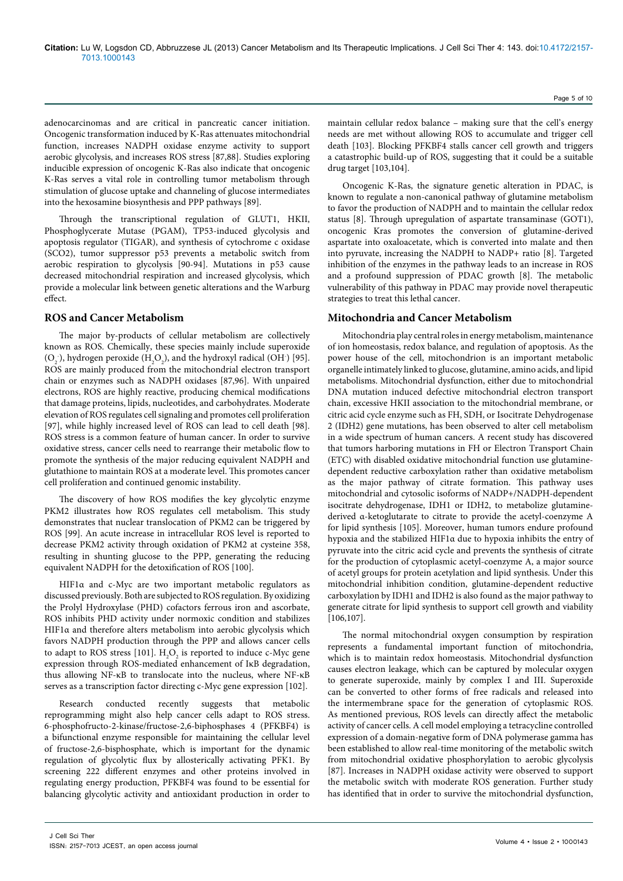adenocarcinomas and are critical in pancreatic cancer initiation. Oncogenic transformation induced by K-Ras attenuates mitochondrial function, increases NADPH oxidase enzyme activity to support aerobic glycolysis, and increases ROS stress [87,88]. Studies exploring inducible expression of oncogenic K-Ras also indicate that oncogenic K-Ras serves a vital role in controlling tumor metabolism through stimulation of glucose uptake and channeling of glucose intermediates into the hexosamine biosynthesis and PPP pathways [89].

Through the transcriptional regulation of GLUT1, HKII, Phosphoglycerate Mutase (PGAM), TP53-induced glycolysis and apoptosis regulator (TIGAR), and synthesis of cytochrome c oxidase (SCO2), tumor suppressor p53 prevents a metabolic switch from aerobic respiration to glycolysis [90-94]. Mutations in p53 cause decreased mitochondrial respiration and increased glycolysis, which provide a molecular link between genetic alterations and the Warburg effect.

## ROS and Cancer Metabolism

The major by-products of cellular metabolism are collectively known as ROS. Chemically, these species mainly include superoxide ($O_2^-$), hydrogen peroxide ($H_2O_2$), and the hydroxyl radical ($OH^-$) [95]. ROS are mainly produced from the mitochondrial electron transport chain or enzymes such as NADPH oxidases [87,96]. With unpaired electrons, ROS are highly reactive, producing chemical modifications that damage proteins, lipids, nucleotides, and carbohydrates. Moderate elevation of ROS regulates cell signaling and promotes cell proliferation [97], while highly increased level of ROS can lead to cell death [98]. ROS stress is a common feature of human cancer. In order to survive oxidative stress, cancer cells need to rearrange their metabolic flow to promote the synthesis of the major reducing equivalent NADPH and glutathione to maintain ROS at a moderate level. This promotes cancer cell proliferation and continued genomic instability.

The discovery of how ROS modifies the key glycolytic enzyme PKM2 illustrates how ROS regulates cell metabolism. This study demonstrates that nuclear translocation of PKM2 can be triggered by ROS [99]. An acute increase in intracellular ROS level is reported to decrease PKM2 activity through oxidation of PKM2 at cysteine 358, resulting in shunting glucose to the PPP, generating the reducing equivalent NADPH for the detoxification of ROS [100].

HIF1α and c-Myc are two important metabolic regulators as discussed previously. Both are subjected to ROS regulation. By oxidizing the Prolyl Hydroxylase (PHD) cofactors ferrous iron and ascorbate, ROS inhibits PHD activity under normoxic condition and stabilizes HIF1α and therefore alters metabolism into aerobic glycolysis which favors NADPH production through the PPP and allows cancer cells to adapt to ROS stress [101]. $H_2O_2$ is reported to induce c-Myc gene expression through ROS-mediated enhancement of IκB degradation, thus allowing NF-κB to translocate into the nucleus, where NF-κB serves as a transcription factor directing c-Myc gene expression [102].

Research conducted recently suggests that metabolic reprogramming might also help cancer cells adapt to ROS stress. 6-phosphofructo-2-kinase/fructose-2,6-biphosphases 4 (PFKBF4) is a bifunctional enzyme responsible for maintaining the cellular level of fructose-2,6-bisphosphate, which is important for the dynamic regulation of glycolytic flux by allosterically activating PFK1. By screening 222 different enzymes and other proteins involved in regulating energy production, PFKBF4 was found to be essential for balancing glycolytic activity and antioxidant production in order to maintain cellular redox balance – making sure that the cell's energy needs are met without allowing ROS to accumulate and trigger cell death [103]. Blocking PFKBF4 stalls cancer cell growth and triggers a catastrophic build-up of ROS, suggesting that it could be a suitable drug target [103,104].

Oncogenic K-Ras, the signature genetic alteration in PDAC, is known to regulate a non-canonical pathway of glutamine metabolism to favor the production of NADPH and to maintain the cellular redox status [8]. Through upregulation of aspartate transaminase (GOT1), oncogenic Kras promotes the conversion of glutamine-derived aspartate into oxaloacetate, which is converted into malate and then into pyruvate, increasing the NADPH to NADP+ ratio [8]. Targeted inhibition of the enzymes in the pathway leads to an increase in ROS and a profound suppression of PDAC growth [8]. The metabolic vulnerability of this pathway in PDAC may provide novel therapeutic strategies to treat this lethal cancer.

## Mitochondria and Cancer Metabolism

Mitochondria play central roles in energy metabolism, maintenance of ion homeostasis, redox balance, and regulation of apoptosis. As the power house of the cell, mitochondrion is an important metabolic organelle intimately linked to glucose, glutamine, amino acids, and lipid metabolisms. Mitochondrial dysfunction, either due to mitochondrial DNA mutation induced defective mitochondrial electron transport chain, excessive HKII association to the mitochondrial membrane, or citric acid cycle enzyme such as FH, SDH, or Isocitrate Dehydrogenase 2 (IDH2) gene mutations, has been observed to alter cell metabolism in a wide spectrum of human cancers. A recent study has discovered that tumors harboring mutations in FH or Electron Transport Chain (ETC) with disabled oxidative mitochondrial function use glutamine-dependent reductive carboxylation rather than oxidative metabolism as the major pathway of citrate formation. This pathway uses mitochondrial and cytosolic isoforms of NADP+/NADPH-dependent isocitrate dehydrogenase, IDH1 or IDH2, to metabolize glutamine-derived α-ketoglutarate to citrate to provide the acetyl-coenzyme A for lipid synthesis [105]. Moreover, human tumors endure profound hypoxia and the stabilized HIF1α due to hypoxia inhibits the entry of pyruvate into the citric acid cycle and prevents the synthesis of citrate for the production of cytoplasmic acetyl-coenzyme A, a major source of acetyl groups for protein acetylation and lipid synthesis. Under this mitochondrial inhibition condition, glutamine-dependent reductive carboxylation by IDH1 and IDH2 is also found as the major pathway to generate citrate for lipid synthesis to support cell growth and viability [106,107].

The normal mitochondrial oxygen consumption by respiration represents a fundamental important function of mitochondria, which is to maintain redox homeostasis. Mitochondrial dysfunction causes electron leakage, which can be captured by molecular oxygen to generate superoxide, mainly by complex I and III. Superoxide can be converted to other forms of free radicals and released into the intermembrane space for the generation of cytoplasmic ROS. As mentioned previous, ROS levels can directly affect the metabolic activity of cancer cells. A cell model employing a tetracycline controlled expression of a domain-negative form of DNA polymerase gamma has been established to allow real-time monitoring of the metabolic switch from mitochondrial oxidative phosphorylation to aerobic glycolysis [87]. Increases in NADPH oxidase activity were observed to support the metabolic switch with moderate ROS generation. Further study has identified that in order to survive the mitochondrial dysfunction,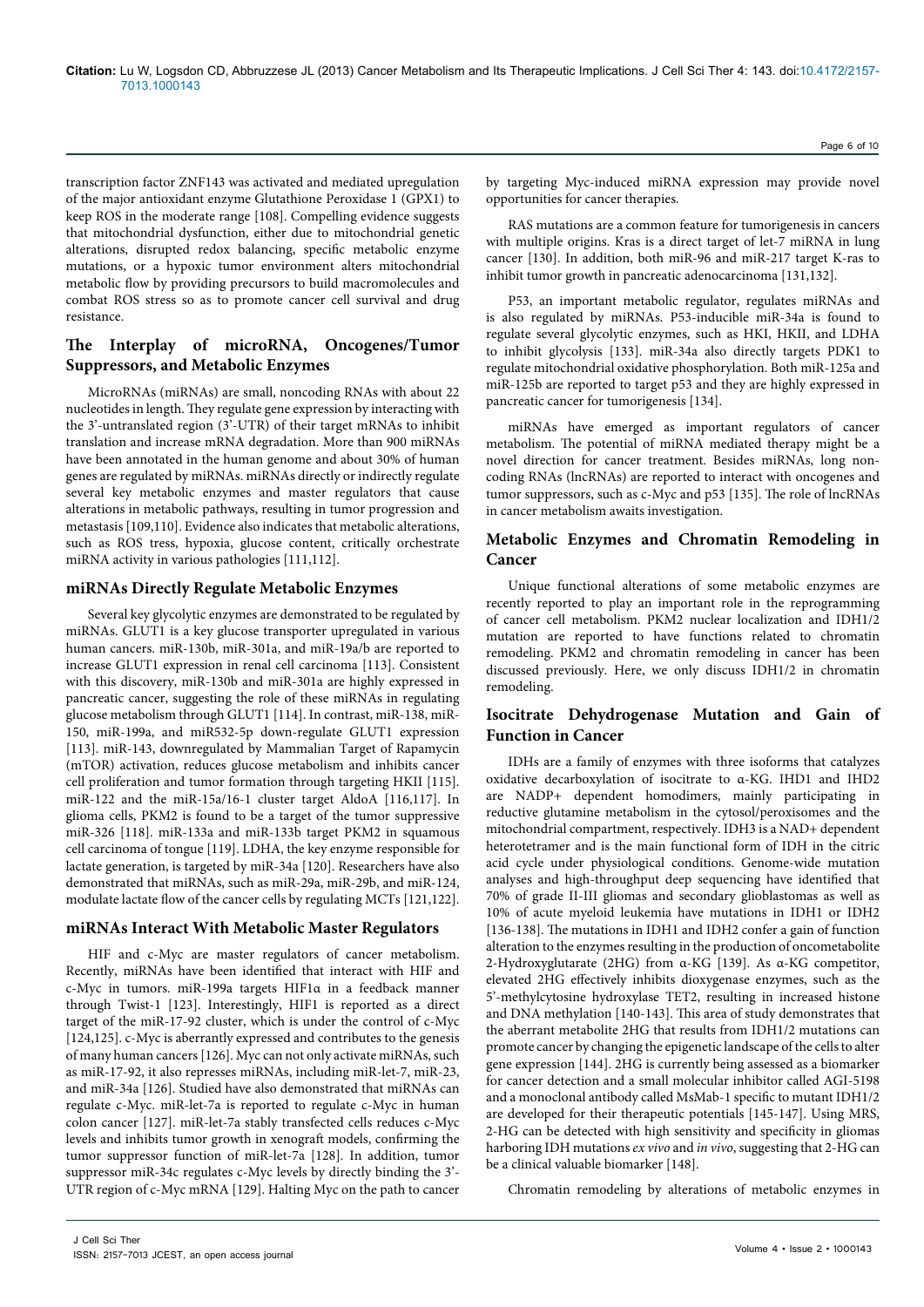transcription factor ZNF143 was activated and mediated upregulation of the major antioxidant enzyme Glutathione Peroxidase 1 (GPX1) to keep ROS in the moderate range [108]. Compelling evidence suggests that mitochondrial dysfunction, either due to mitochondrial genetic alterations, disrupted redox balancing, specific metabolic enzyme mutations, or a hypoxic tumor environment alters mitochondrial metabolic flow by providing precursors to build macromolecules and combat ROS stress so as to promote cancer cell survival and drug resistance.

## The Interplay of microRNA, Oncogenes/Tumor Suppressors, and Metabolic Enzymes

MicroRNAs (miRNAs) are small, noncoding RNAs with about 22 nucleotides in length. They regulate gene expression by interacting with the 3'-untranslated region (3'-UTR) of their target mRNAs to inhibit translation and increase mRNA degradation. More than 900 miRNAs have been annotated in the human genome and about 30% of human genes are regulated by miRNAs. miRNAs directly or indirectly regulate several key metabolic enzymes and master regulators that cause alterations in metabolic pathways, resulting in tumor progression and metastasis [109,110]. Evidence also indicates that metabolic alterations, such as ROS tress, hypoxia, glucose content, critically orchestrate miRNA activity in various pathologies [111,112].

## miRNAs Directly Regulate Metabolic Enzymes

Several key glycolytic enzymes are demonstrated to be regulated by miRNAs. GLUT1 is a key glucose transporter upregulated in various human cancers. miR-130b, miR-301a, and miR-19a/b are reported to increase GLUT1 expression in renal cell carcinoma [113]. Consistent with this discovery, miR-130b and miR-301a are highly expressed in pancreatic cancer, suggesting the role of these miRNAs in regulating glucose metabolism through GLUT1 [114]. In contrast, miR-138, miR-150, miR-199a, and miR532-5p down-regulate GLUT1 expression [113]. miR-143, downregulated by Mammalian Target of Rapamycin (mTOR) activation, reduces glucose metabolism and inhibits cancer cell proliferation and tumor formation through targeting HKII [115]. miR-122 and the miR-15a/16-1 cluster target AldoA [116,117]. In glioma cells, PKM2 is found to be a target of the tumor suppressive miR-326 [118]. miR-133a and miR-133b target PKM2 in squamous cell carcinoma of tongue [119]. LDHA, the key enzyme responsible for lactate generation, is targeted by miR-34a [120]. Researchers have also demonstrated that miRNAs, such as miR-29a, miR-29b, and miR-124, modulate lactate flow of the cancer cells by regulating MCTs [121,122].

## miRNAs Interact With Metabolic Master Regulators

HIF and c-Myc are master regulators of cancer metabolism. Recently, miRNAs have been identified that interact with HIF and c-Myc in tumors. miR-199a targets HIF1α in a feedback manner through Twist-1 [123]. Interestingly, HIF1 is reported as a direct target of the miR-17-92 cluster, which is under the control of c-Myc [124,125]. c-Myc is aberrantly expressed and contributes to the genesis of many human cancers [126]. Myc can not only activate miRNAs, such as miR-17-92, it also represses miRNAs, including miR-let-7, miR-23, and miR-34a [126]. Studied have also demonstrated that miRNAs can regulate c-Myc. miR-let-7a is reported to regulate c-Myc in human colon cancer [127]. miR-let-7a stably transfected cells reduces c-Myc levels and inhibits tumor growth in xenograft models, confirming the tumor suppressor function of miR-let-7a [128]. In addition, tumor suppressor miR-34c regulates c-Myc levels by directly binding the 3'-UTR region of c-Myc mRNA [129]. Halting Myc on the path to cancer by targeting Myc-induced miRNA expression may provide novel opportunities for cancer therapies.

RAS mutations are a common feature for tumorigenesis in cancers with multiple origins. Kras is a direct target of let-7 miRNA in lung cancer [130]. In addition, both miR-96 and miR-217 target K-ras to inhibit tumor growth in pancreatic adenocarcinoma [131,132].

P53, an important metabolic regulator, regulates miRNAs and is also regulated by miRNAs. P53-inducible miR-34a is found to regulate several glycolytic enzymes, such as HKI, HKII, and LDHA to inhibit glycolysis [133]. miR-34a also directly targets PDK1 to regulate mitochondrial oxidative phosphorylation. Both miR-125a and miR-125b are reported to target p53 and they are highly expressed in pancreatic cancer for tumorigenesis [134].

miRNAs have emerged as important regulators of cancer metabolism. The potential of miRNA mediated therapy might be a novel direction for cancer treatment. Besides miRNAs, long non-coding RNAs (lncRNAs) are reported to interact with oncogenes and tumor suppressors, such as c-Myc and p53 [135]. The role of lncRNAs in cancer metabolism awaits investigation.

## Metabolic Enzymes and Chromatin Remodeling in Cancer

Unique functional alterations of some metabolic enzymes are recently reported to play an important role in the reprogramming of cancer cell metabolism. PKM2 nuclear localization and IDH1/2 mutation are reported to have functions related to chromatin remodeling. PKM2 and chromatin remodeling in cancer has been discussed previously. Here, we only discuss IDH1/2 in chromatin remodeling.

## Isocitrate Dehydrogenase Mutation and Gain of Function in Cancer

IDHs are a family of enzymes with three isoforms that catalyzes oxidative decarboxylation of isocitrate to α-KG. IHD1 and IHD2 are NADP+ dependent homodimers, mainly participating in reductive glutamine metabolism in the cytosol/peroxisomes and the mitochondrial compartment, respectively. IDH3 is a NAD+ dependent heterotetramer and is the main functional form of IDH in the citric acid cycle under physiological conditions. Genome-wide mutation analyses and high-throughput deep sequencing have identified that 70% of grade II-III gliomas and secondary glioblastomas as well as 10% of acute myeloid leukemia have mutations in IDH1 or IDH2 [136-138]. The mutations in IDH1 and IDH2 confer a gain of function alteration to the enzymes resulting in the production of oncometabolite 2-Hydroxyglutarate (2HG) from α-KG [139]. As α-KG competitor, elevated 2HG effectively inhibits dioxygenase enzymes, such as the 5'-methylcytosine hydroxylase TET2, resulting in increased histone and DNA methylation [140-143]. This area of study demonstrates that the aberrant metabolite 2HG that results from IDH1/2 mutations can promote cancer by changing the epigenetic landscape of the cells to alter gene expression [144]. 2HG is currently being assessed as a biomarker for cancer detection and a small molecular inhibitor called AGI-5198 and a monoclonal antibody called MsMab-1 specific to mutant IDH1/2 are developed for their therapeutic potentials [145-147]. Using MRS, 2-HG can be detected with high sensitivity and specificity in gliomas harboring IDH mutations *ex vivo* and *in vivo*, suggesting that 2-HG can be a clinical valuable biomarker [148].

Chromatin remodeling by alterations of metabolic enzymes in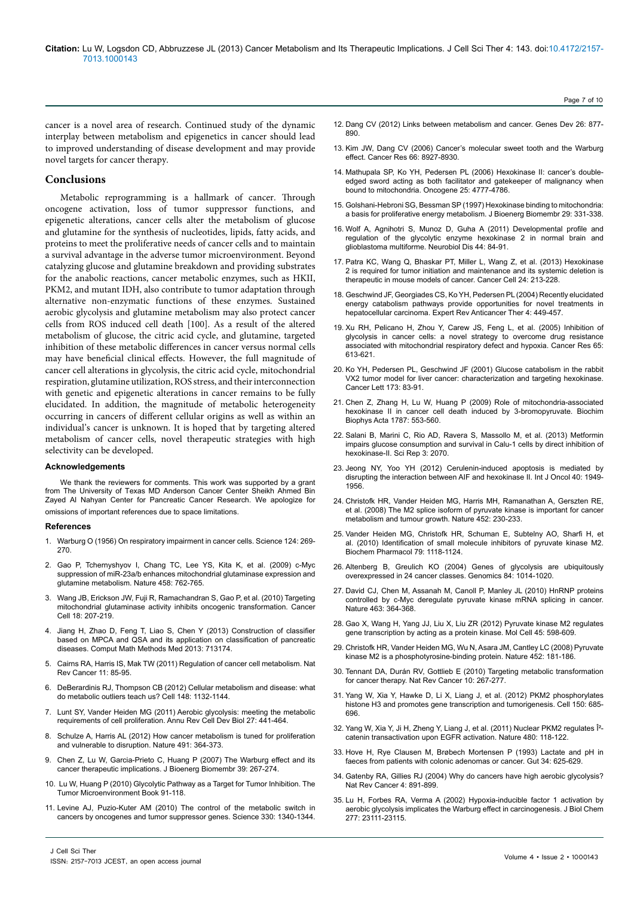cancer is a novel area of research. Continued study of the dynamic interplay between metabolism and epigenetics in cancer should lead to improved understanding of disease development and may provide novel targets for cancer therapy.

## Conclusions

Metabolic reprogramming is a hallmark of cancer. Through oncogene activation, loss of tumor suppressor functions, and epigenetic alterations, cancer cells alter the metabolism of glucose and glutamine for the synthesis of nucleotides, lipids, fatty acids, and proteins to meet the proliferative needs of cancer cells and to maintain a survival advantage in the adverse tumor microenvironment. Beyond catalyzing glucose and glutamine breakdown and providing substrates for the anabolic reactions, cancer metabolic enzymes, such as HKII, PKM2, and mutant IDH, also contribute to tumor adaptation through alternative non-enzymatic functions of these enzymes. Sustained aerobic glycolysis and glutamine metabolism may also protect cancer cells from ROS induced cell death [100]. As a result of the altered metabolism of glucose, the citric acid cycle, and glutamine, targeted inhibition of these metabolic differences in cancer versus normal cells may have beneficial clinical effects. However, the full magnitude of cancer cell alterations in glycolysis, the citric acid cycle, mitochondrial respiration, glutamine utilization, ROS stress, and their interconnection with genetic and epigenetic alterations in cancer remains to be fully elucidated. In addition, the magnitude of metabolic heterogeneity occurring in cancers of different cellular origins as well as within an individual's cancer is unknown. It is hoped that by targeting altered metabolism of cancer cells, novel therapeutic strategies with high selectivity can be developed.

#### Acknowledgements

We thank the reviewers for comments. This work was supported by a grant from The University of Texas MD Anderson Cancer Center Sheikh Ahmed Bin Zayed Al Nahyan Center for Pancreatic Cancer Research. We apologize for omissions of important references due to space limitations.

#### References

1. Warburg O (1956) On respiratory impairment in cancer cells. Science 124: 269-270.
2. Gao P, Tchernyshyov I, Chang TC, Lee YS, Kita K, et al. (2009) c-Myc suppression of miR-23a/b enhances mitochondrial glutaminase expression and glutamine metabolism. Nature 458: 762-765.
3. Wang JB, Erickson JW, Fuji R, Ramachandran S, Gao P, et al. (2010) Targeting mitochondrial glutaminase activity inhibits oncogenic transformation. Cancer Cell 18: 207-219.
4. Jiang H, Zhao D, Feng T, Liao S, Chen Y (2013) Construction of classifier based on MPCA and QSA and its application on classification of pancreatic diseases. Comput Math Methods Med 2013: 713174.
5. Cairns RA, Harris IS, Mak TW (2011) Regulation of cancer cell metabolism. Nat Rev Cancer 11: 85-95.
6. DeBerardinis RJ, Thompson CB (2012) Cellular metabolism and disease: what do metabolic outliers teach us? Cell 148: 1132-1144.
7. Lunt SY, Vander Heiden MG (2011) Aerobic glycolysis: meeting the metabolic requirements of cell proliferation. Annu Rev Cell Dev Biol 27: 441-464.
8. Schulze A, Harris AL (2012) How cancer metabolism is tuned for proliferation and vulnerable to disruption. Nature 491: 364-373.
9. Chen Z, Lu W, Garcia-Prieto C, Huang P (2007) The Warburg effect and its cancer therapeutic implications. J Bioenerg Biomembr 39: 267-274.
10. Lu W, Huang P (2010) Glycolytic Pathway as a Target for Tumor Inhibition. The Tumor Microenvironment Book 91-118.
11. Levine AJ, Puzio-Kuter AM (2010) The control of the metabolic switch in cancers by oncogenes and tumor suppressor genes. Science 330: 1340-1344.
12. Dang CV (2012) Links between metabolism and cancer. Genes Dev 26: 877-890.
13. Kim JW, Dang CV (2006) Cancer's molecular sweet tooth and the Warburg effect. Cancer Res 66: 8927-8930.
14. Mathupala SP, Ko YH, Pedersen PL (2006) Hexokinase II: cancer's double-edged sword acting as both facilitator and gatekeeper of malignancy when bound to mitochondria. Oncogene 25: 4777-4786.
15. Golshani-Hebroni SG, Bessman SP (1997) Hexokinase binding to mitochondria: a basis for proliferative energy metabolism. J Bioenerg Biomembr 29: 331-338.
16. Wolf A, Agnihotri S, Munoz D, Guha A (2011) Developmental profile and regulation of the glycolytic enzyme hexokinase 2 in normal brain and glioblastoma multiforme. Neurobiol Dis 44: 84-91.
17. Patra KC, Wang Q, Bhaskar PT, Miller L, Wang Z, et al. (2013) Hexokinase 2 is required for tumor initiation and maintenance and its systemic deletion is therapeutic in mouse models of cancer. Cancer Cell 24: 213-228.
18. Geschwind JF, Georgiades CS, Ko YH, Pedersen PL (2004) Recently elucidated energy catabolism pathways provide opportunities for novel treatments in hepatocellular carcinoma. Expert Rev Anticancer Ther 4: 449-457.
19. Xu RH, Pelicano H, Zhou Y, Carew JS, Feng L, et al. (2005) Inhibition of glycolysis in cancer cells: a novel strategy to overcome drug resistance associated with mitochondrial respiratory defect and hypoxia. Cancer Res 65: 613-621.
20. Ko YH, Pedersen PL, Geschwind JF (2001) Glucose catabolism in the rabbit VX2 tumor model for liver cancer: characterization and targeting hexokinase. Cancer Lett 173: 83-91.
21. Chen Z, Zhang H, Lu W, Huang P (2009) Role of mitochondria-associated hexokinase II in cancer cell death induced by 3-bromopyruvate. Biochim Biophys Acta 1787: 553-560.
22. Salani B, Marini C, Rio AD, Ravera S, Massollo M, et al. (2013) Metformin impairs glucose consumption and survival in Calu-1 cells by direct inhibition of hexokinase-II. Sci Rep 3: 2070.
23. Jeong NY, Yoo YH (2012) Cerulenin-induced apoptosis is mediated by disrupting the interaction between AIF and hexokinase II. Int J Oncol 40: 1949-1956.
24. Christofk HR, Vander Heiden MG, Harris MH, Ramanathan A, Gerszten RE, et al. (2008) The M2 splice isoform of pyruvate kinase is important for cancer metabolism and tumour growth. Nature 452: 230-233.
25. Vander Heiden MG, Christofk HR, Schuman E, Subtelny AO, Sharfi H, et al. (2010) Identification of small molecule inhibitors of pyruvate kinase M2. Biochem Pharmacol 79: 1118-1124.
26. Altenberg B, Greulich KO (2004) Genes of glycolysis are ubiquitously overexpressed in 24 cancer classes. Genomics 84: 1014-1020.
27. David CJ, Chen M, Assanah M, Canoll P, Manley JL (2010) HnRNP proteins controlled by c-Myc deregulate pyruvate kinase mRNA splicing in cancer. Nature 463: 364-368.
28. Gao X, Wang H, Yang JJ, Liu X, Liu ZR (2012) Pyruvate kinase M2 regulates gene transcription by acting as a protein kinase. Mol Cell 45: 598-609.
29. Christofk HR, Vander Heiden MG, Wu N, Asara JM, Cantley LC (2008) Pyruvate kinase M2 is a phosphotyrosine-binding protein. Nature 452: 181-186.
30. Tennant DA, Durán RV, Gottlieb E (2010) Targeting metabolic transformation for cancer therapy. Nat Rev Cancer 10: 267-277.
31. Yang W, Xia Y, Hawke D, Li X, Liang J, et al. (2012) PKM2 phosphorylates histone H3 and promotes gene transcription and tumorigenesis. Cell 150: 685-696.
32. Yang W, Xia Y, Ji H, Zheng Y, Liang J, et al. (2011) Nuclear PKM2 regulates Î²-catenin transactivation upon EGFR activation. Nature 480: 118-122.
33. Hove H, Rye Clausen M, Brøbech Mortensen P (1993) Lactate and pH in faeces from patients with colonic adenomas or cancer. Gut 34: 625-629.
34. Gatenby RA, Gillies RJ (2004) Why do cancers have high aerobic glycolysis? Nat Rev Cancer 4: 891-899.
35. Lu H, Forbes RA, Verma A (2002) Hypoxia-inducible factor 1 activation by aerobic glycolysis implicates the Warburg effect in carcinogenesis. J Biol Chem 277: 23111-23115.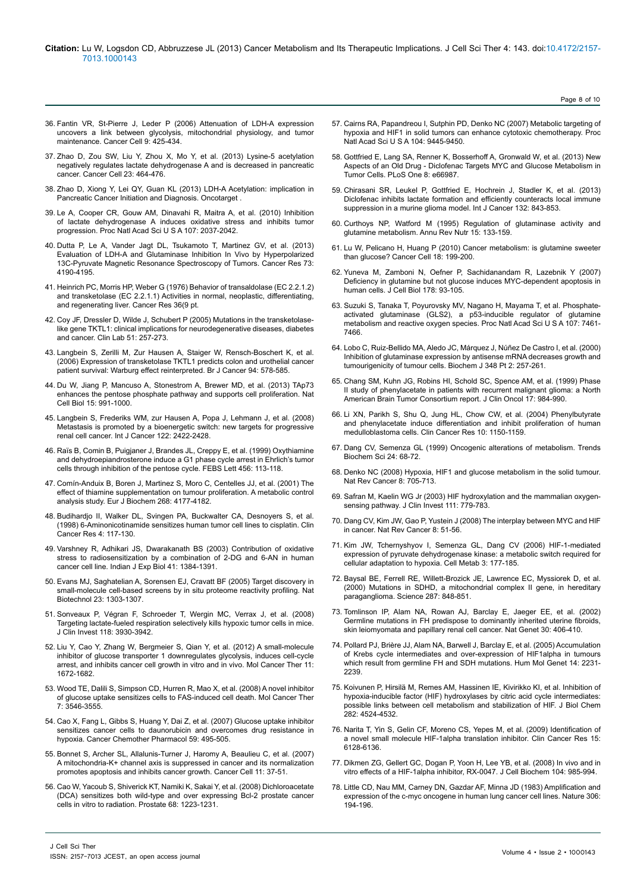36. Fantin VR, St-Pierre J, Leder P (2006) Attenuation of LDH-A expression uncovers a link between glycolysis, mitochondrial physiology, and tumor maintenance. Cancer Cell 9: 425-434.

37. Zhao D, Zou SW, Liu Y, Zhou X, Mo Y, et al. (2013) Lysine-5 acetylation negatively regulates lactate dehydrogenase A and is decreased in pancreatic cancer. Cancer Cell 23: 464-476.

38. Zhao D, Xiong Y, Lei QY, Guan KL (2013) LDH-A Acetylation: implication in Pancreatic Cancer Initiation and Diagnosis. Oncotarget .

39. Le A, Cooper CR, Gouw AM, Dinavahi R, Maitra A, et al. (2010) Inhibition of lactate dehydrogenase A induces oxidative stress and inhibits tumor progression. Proc Natl Acad Sci U S A 107: 2037-2042.

40. Dutta P, Le A, Vander Jagt DL, Tsukamoto T, Martinez GV, et al. (2013) Evaluation of LDH-A and Glutaminase Inhibition In Vivo by Hyperpolarized 13C-Pyruvate Magnetic Resonance Spectroscopy of Tumors. Cancer Res 73: 4190-4195.

41. Heinrich PC, Morris HP, Weber G (1976) Behavior of transaldolase (EC 2.2.1.2) and transketolase (EC 2.2.1.1) Activities in normal, neoplastic, differentiating, and regenerating liver. Cancer Res 36(9 pt.

42. Coy JF, Dressler D, Wilde J, Schubert P (2005) Mutations in the transketolase-like gene TKTL1: clinical implications for neurodegenerative diseases, diabetes and cancer. Clin Lab 51: 257-273.

43. Langbein S, Zerilli M, Zur Hausen A, Staiger W, Rensch-Boschert K, et al. (2006) Expression of transketolase TKTL1 predicts colon and urothelial cancer patient survival: Warburg effect reinterpreted. Br J Cancer 94: 578-585.

44. Du W, Jiang P, Mancuso A, Stonestrom A, Brewer MD, et al. (2013) TAp73 enhances the pentose phosphate pathway and supports cell proliferation. Nat Cell Biol 15: 991-1000.

45. Langbein S, Frederiks WM, zur Hausen A, Popa J, Lehmann J, et al. (2008) Metastasis is promoted by a bioenergetic switch: new targets for progressive renal cell cancer. Int J Cancer 122: 2422-2428.

46. Raïs B, Comin B, Puigjaner J, Brandes JL, Creppy E, et al. (1999) Oxythiamine and dehydroepiandrosterone induce a G1 phase cycle arrest in Ehrlich's tumor cells through inhibition of the pentose cycle. FEBS Lett 456: 113-118.

47. Comín-Anduix B, Boren J, Martinez S, Moro C, Centelles JJ, et al. (2001) The effect of thiamine supplementation on tumour proliferation. A metabolic control analysis study. Eur J Biochem 268: 4177-4182.

48. Budihardjo II, Walker DL, Svingen PA, Buckwalter CA, Desnoyers S, et al. (1998) 6-Aminonicotinamide sensitizes human tumor cell lines to cisplatin. Clin Cancer Res 4: 117-130.

49. Varshney R, Adhikari JS, Dwarakanath BS (2003) Contribution of oxidative stress to radiosensitization by a combination of 2-DG and 6-AN in human cancer cell line. Indian J Exp Biol 41: 1384-1391.

50. Evans MJ, Saghatelian A, Sorensen EJ, Cravatt BF (2005) Target discovery in small-molecule cell-based screens by in situ proteome reactivity profiling. Nat Biotechnol 23: 1303-1307.

51. Sonveaux P, Végran F, Schroeder T, Wergin MC, Verrax J, et al. (2008) Targeting lactate-fueled respiration selectively kills hypoxic tumor cells in mice. J Clin Invest 118: 3930-3942.

52. Liu Y, Cao Y, Zhang W, Bergmeier S, Qian Y, et al. (2012) A small-molecule inhibitor of glucose transporter 1 downregulates glycolysis, induces cell-cycle arrest, and inhibits cancer cell growth in vitro and in vivo. Mol Cancer Ther 11: 1672-1682.

53. Wood TE, Dalili S, Simpson CD, Hurren R, Mao X, et al. (2008) A novel inhibitor of glucose uptake sensitizes cells to FAS-induced cell death. Mol Cancer Ther 7: 3546-3555.

54. Cao X, Fang L, Gibbs S, Huang Y, Dai Z, et al. (2007) Glucose uptake inhibitor sensitizes cancer cells to daunorubicin and overcomes drug resistance in hypoxia. Cancer Chemother Pharmacol 59: 495-505.

55. Bonnet S, Archer SL, Allalunis-Turner J, Haromy A, Beaulieu C, et al. (2007) A mitochondria-K+ channel axis is suppressed in cancer and its normalization promotes apoptosis and inhibits cancer growth. Cancer Cell 11: 37-51.

56. Cao W, Yacoub S, Shiverick KT, Namiki K, Sakai Y, et al. (2008) Dichloroacetate (DCA) sensitizes both wild-type and over expressing Bcl-2 prostate cancer cells in vitro to radiation. Prostate 68: 1223-1231.

57. Cairns RA, Papandreou I, Sutphin PD, Denko NC (2007) Metabolic targeting of hypoxia and HIF1 in solid tumors can enhance cytotoxic chemotherapy. Proc Natl Acad Sci U S A 104: 9445-9450.

58. Gottfried E, Lang SA, Renner K, Bosserhoff A, Gronwald W, et al. (2013) New Aspects of an Old Drug - Diclofenac Targets MYC and Glucose Metabolism in Tumor Cells. PLoS One 8: e66987.

59. Chirasani SR, Leukel P, Gottfried E, Hochrein J, Stadler K, et al. (2013) Diclofenac inhibits lactate formation and efficiently counteracts local immune suppression in a murine glioma model. Int J Cancer 132: 843-853.

60. Curthoys NP, Watford M (1995) Regulation of glutaminase activity and glutamine metabolism. Annu Rev Nutr 15: 133-159.

61. Lu W, Pelicano H, Huang P (2010) Cancer metabolism: is glutamine sweeter than glucose? Cancer Cell 18: 199-200.

62. Yuneva M, Zamboni N, Oefner P, Sachidanandam R, Lazebnik Y (2007) Deficiency in glutamine but not glucose induces MYC-dependent apoptosis in human cells. J Cell Biol 178: 93-105.

63. Suzuki S, Tanaka T, Poyurovsky MV, Nagano H, Mayama T, et al. Phosphate-activated glutaminase (GLS2), a p53-inducible regulator of glutamine metabolism and reactive oxygen species. Proc Natl Acad Sci U S A 107: 7461-7466.

64. Lobo C, Ruiz-Bellido MA, Aledo JC, Márquez J, Núñez De Castro I, et al. (2000) Inhibition of glutaminase expression by antisense mRNA decreases growth and tumourigenicity of tumour cells. Biochem J 348 Pt 2: 257-261.

65. Chang SM, Kuhn JG, Robins HI, Schold SC, Spence AM, et al. (1999) Phase II study of phenylacetate in patients with recurrent malignant glioma: a North American Brain Tumor Consortium report. J Clin Oncol 17: 984-990.

66. Li XN, Parikh S, Shu Q, Jung HL, Chow CW, et al. (2004) Phenylbutyrate and phenylacetate induce differentiation and inhibit proliferation of human medulloblastoma cells. Clin Cancer Res 10: 1150-1159.

67. Dang CV, Semenza GL (1999) Oncogenic alterations of metabolism. Trends Biochem Sci 24: 68-72.

68. Denko NC (2008) Hypoxia, HIF1 and glucose metabolism in the solid tumour. Nat Rev Cancer 8: 705-713.

69. Safran M, Kaelin WG Jr (2003) HIF hydroxylation and the mammalian oxygen-sensing pathway. J Clin Invest 111: 779-783.

70. Dang CV, Kim JW, Gao P, Yustein J (2008) The interplay between MYC and HIF in cancer. Nat Rev Cancer 8: 51-56.

71. Kim JW, Tchernyshyov I, Semenza GL, Dang CV (2006) HIF-1-mediated expression of pyruvate dehydrogenase kinase: a metabolic switch required for cellular adaptation to hypoxia. Cell Metab 3: 177-185.

72. Baysal BE, Ferrell RE, Willett-Brozick JE, Lawrence EC, Myssiorek D, et al. (2000) Mutations in SDHD, a mitochondrial complex II gene, in hereditary paraganglioma. Science 287: 848-851.

73. Tomlinson IP, Alam NA, Rowan AJ, Barclay E, Jaeger EE, et al. (2002) Germline mutations in FH predispose to dominantly inherited uterine fibroids, skin leiomyomata and papillary renal cell cancer. Nat Genet 30: 406-410.

74. Pollard PJ, Brière JJ, Alam NA, Barwell J, Barclay E, et al. (2005) Accumulation of Krebs cycle intermediates and over-expression of HIF1alpha in tumours which result from germline FH and SDH mutations. Hum Mol Genet 14: 2231-2239.

75. Koivunen P, Hirsilä M, Remes AM, Hassinen IE, Kivirikko KI, et al. Inhibition of hypoxia-inducible factor (HIF) hydroxylases by citric acid cycle intermediates: possible links between cell metabolism and stabilization of HIF. J Biol Chem 282: 4524-4532.

76. Narita T, Yin S, Gelin CF, Moreno CS, Yepes M, et al. (2009) Identification of a novel small molecule HIF-1alpha translation inhibitor. Clin Cancer Res 15: 6128-6136.

77. Dikmen ZG, Gellert GC, Dogan P, Yoon H, Lee YB, et al. (2008) In vivo and in vitro effects of a HIF-1alpha inhibitor, RX-0047. J Cell Biochem 104: 985-994.

78. Little CD, Nau MM, Carney DN, Gazdar AF, Minna JD (1983) Amplification and expression of the c-myc oncogene in human lung cancer cell lines. Nature 306: 194-196.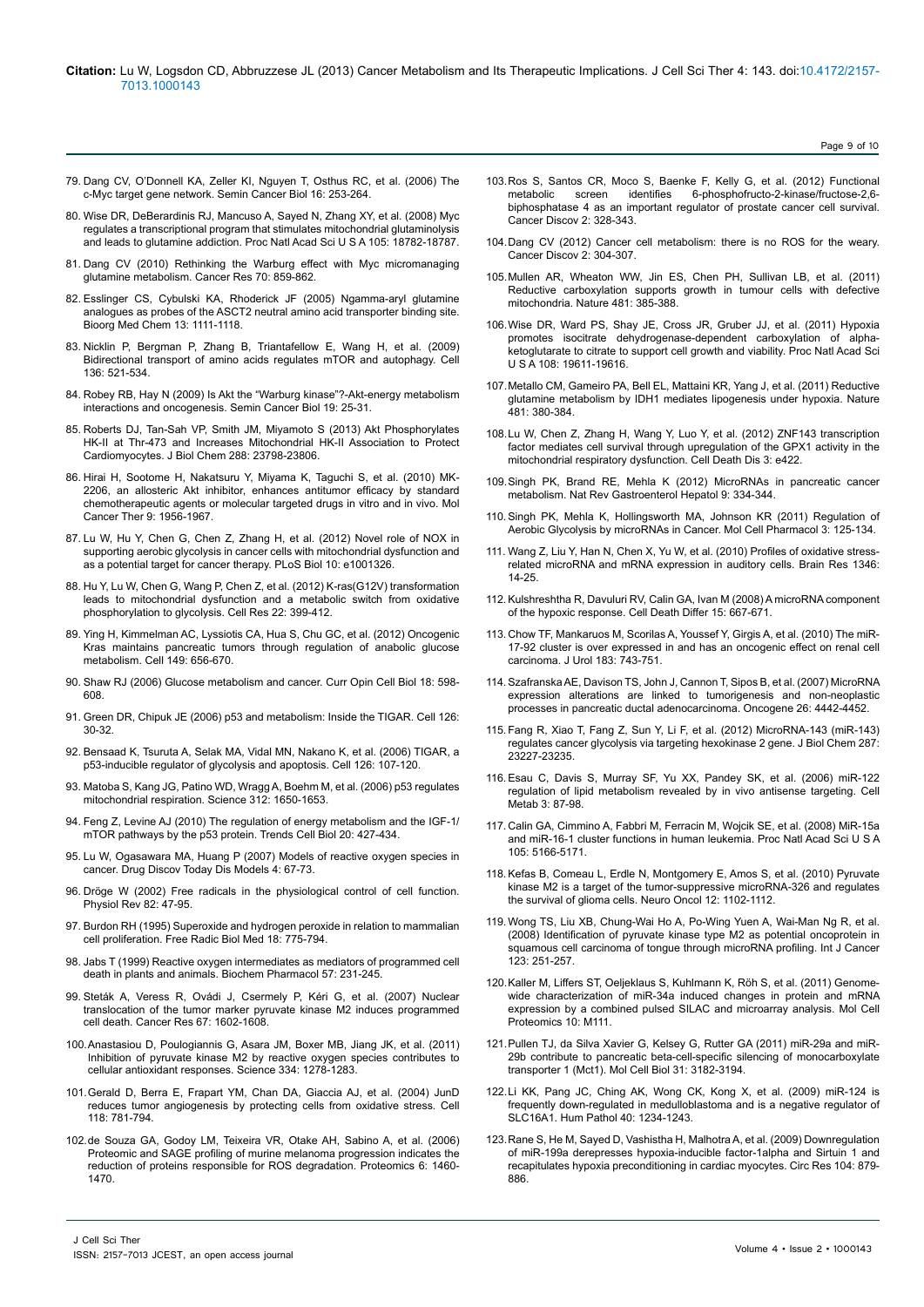79. Dang CV, O'Donnell KA, Zeller KI, Nguyen T, Osthus RC, et al. (2006) The c-Myc target gene network. Semin Cancer Biol 16: 253-264.

80. Wise DR, DeBerardinis RJ, Mancuso A, Sayed N, Zhang XY, et al. (2008) Myc regulates a transcriptional program that stimulates mitochondrial glutaminolysis and leads to glutamine addiction. Proc Natl Acad Sci U S A 105: 18782-18787.

81. Dang CV (2010) Rethinking the Warburg effect with Myc micromanaging glutamine metabolism. Cancer Res 70: 859-862.

82. Esslinger CS, Cybulski KA, Rhoderick JF (2005) Ngamma-aryl glutamine analogues as probes of the ASCT2 neutral amino acid transporter binding site. Bioorg Med Chem 13: 1111-1118.

83. Nicklin P, Bergman P, Zhang B, Triantafellow E, Wang H, et al. (2009) Bidirectional transport of amino acids regulates mTOR and autophagy. Cell 136: 521-534.

84. Robey RB, Hay N (2009) Is Akt the "Warburg kinase"?-Akt-energy metabolism interactions and oncogenesis. Semin Cancer Biol 19: 25-31.

85. Roberts DJ, Tan-Sah VP, Smith JM, Miyamoto S (2013) Akt Phosphorylates HK-II at Thr-473 and Increases Mitochondrial HK-II Association to Protect Cardiomyocytes. J Biol Chem 288: 23798-23806.

86. Hirai H, Sootome H, Nakatsuru Y, Miyama K, Taguchi S, et al. (2010) MK-2206, an allosteric Akt inhibitor, enhances antitumor efficacy by standard chemotherapeutic agents or molecular targeted drugs in vitro and in vivo. Mol Cancer Ther 9: 1956-1967.

87. Lu W, Hu Y, Chen G, Chen Z, Zhang H, et al. (2012) Novel role of NOX in supporting aerobic glycolysis in cancer cells with mitochondrial dysfunction and as a potential target for cancer therapy. PLoS Biol 10: e1001326.

88. Hu Y, Lu W, Chen G, Wang P, Chen Z, et al. (2012) K-ras(G12V) transformation leads to mitochondrial dysfunction and a metabolic switch from oxidative phosphorylation to glycolysis. Cell Res 22: 399-412.

89. Ying H, Kimmelman AC, Lyssiotis CA, Hua S, Chu GC, et al. (2012) Oncogenic Kras maintains pancreatic tumors through regulation of anabolic glucose metabolism. Cell 149: 656-670.

90. Shaw RJ (2006) Glucose metabolism and cancer. Curr Opin Cell Biol 18: 598-608.

91. Green DR, Chipuk JE (2006) p53 and metabolism: Inside the TIGAR. Cell 126: 30-32.

92. Bensaad K, Tsuruta A, Selak MA, Vidal MN, Nakano K, et al. (2006) TIGAR, a p53-inducible regulator of glycolysis and apoptosis. Cell 126: 107-120.

93. Matoba S, Kang JG, Patino WD, Wragg A, Boehm M, et al. (2006) p53 regulates mitochondrial respiration. Science 312: 1650-1653.

94. Feng Z, Levine AJ (2010) The regulation of energy metabolism and the IGF-1/mTOR pathways by the p53 protein. Trends Cell Biol 20: 427-434.

95. Lu W, Ogasawara MA, Huang P (2007) Models of reactive oxygen species in cancer. Drug Discov Today Dis Models 4: 67-73.

96. Dröge W (2002) Free radicals in the physiological control of cell function. Physiol Rev 82: 47-95.

97. Burdon RH (1995) Superoxide and hydrogen peroxide in relation to mammalian cell proliferation. Free Radic Biol Med 18: 775-794.

98. Jabs T (1999) Reactive oxygen intermediates as mediators of programmed cell death in plants and animals. Biochem Pharmacol 57: 231-245.

99. Steták A, Veress R, Ovádi J, Csermely P, Kéri G, et al. (2007) Nuclear translocation of the tumor marker pyruvate kinase M2 induces programmed cell death. Cancer Res 67: 1602-1608.

100. Anastasiou D, Poulogiannis G, Asara JM, Boxer MB, Jiang JK, et al. (2011) Inhibition of pyruvate kinase M2 by reactive oxygen species contributes to cellular antioxidant responses. Science 334: 1278-1283.

101. Gerald D, Berra E, Frapart YM, Chan DA, Giaccia AJ, et al. (2004) JunD reduces tumor angiogenesis by protecting cells from oxidative stress. Cell 118: 781-794.

102. de Souza GA, Godoy LM, Teixeira VR, Otake AH, Sabino A, et al. (2006) Proteomic and SAGE profiling of murine melanoma progression indicates the reduction of proteins responsible for ROS degradation. Proteomics 6: 1460-1470.

103. Ros S, Santos CR, Moco S, Baenke F, Kelly G, et al. (2012) Functional metabolic screen identifies 6-phosphofructo-2-kinase/fructose-2,6-biphosphatase 4 as an important regulator of prostate cancer cell survival. Cancer Discov 2: 328-343.

104. Dang CV (2012) Cancer cell metabolism: there is no ROS for the weary. Cancer Discov 2: 304-307.

105. Mullen AR, Wheaton WW, Jin ES, Chen PH, Sullivan LB, et al. (2011) Reductive carboxylation supports growth in tumour cells with defective mitochondria. Nature 481: 385-388.

106. Wise DR, Ward PS, Shay JE, Cross JR, Gruber JJ, et al. (2011) Hypoxia promotes isocitrate dehydrogenase-dependent carboxylation of alpha-ketoglutarate to citrate to support cell growth and viability. Proc Natl Acad Sci U S A 108: 19611-19616.

107. Metallo CM, Gameiro PA, Bell EL, Mattaini KR, Yang J, et al. (2011) Reductive glutamine metabolism by IDH1 mediates lipogenesis under hypoxia. Nature 481: 380-384.

108. Lu W, Chen Z, Zhang H, Wang Y, Luo Y, et al. (2012) ZNF143 transcription factor mediates cell survival through upregulation of the GPX1 activity in the mitochondrial respiratory dysfunction. Cell Death Dis 3: e422.

109. Singh PK, Brand RE, Mehla K (2012) MicroRNAs in pancreatic cancer metabolism. Nat Rev Gastroenterol Hepatol 9: 334-344.

110. Singh PK, Mehla K, Hollingsworth MA, Johnson KR (2011) Regulation of Aerobic Glycolysis by microRNAs in Cancer. Mol Cell Pharmacol 3: 125-134.

111. Wang Z, Liu Y, Han N, Chen X, Yu W, et al. (2010) Profiles of oxidative stress-related microRNA and mRNA expression in auditory cells. Brain Res 1346: 14-25.

112. Kulshreshtha R, Davuluri RV, Calin GA, Ivan M (2008) A microRNA component of the hypoxic response. Cell Death Differ 15: 667-671.

113. Chow TF, Mankaruos M, Scorilas A, Youssef Y, Girgis A, et al. (2010) The miR-17-92 cluster is over expressed in and has an oncogenic effect on renal cell carcinoma. J Urol 183: 743-751.

114. Szafranska AE, Davison TS, John J, Cannon T, Sipos B, et al. (2007) MicroRNA expression alterations are linked to tumorigenesis and non-neoplastic processes in pancreatic ductal adenocarcinoma. Oncogene 26: 4442-4452.

115. Fang R, Xiao T, Fang Z, Sun Y, Li F, et al. (2012) MicroRNA-143 (miR-143) regulates cancer glycolysis via targeting hexokinase 2 gene. J Biol Chem 287: 23227-23235.

116. Esau C, Davis S, Murray SF, Yu XX, Pandey SK, et al. (2006) miR-122 regulation of lipid metabolism revealed by in vivo antisense targeting. Cell Metab 3: 87-98.

117. Calin GA, Cimmino A, Fabbri M, Ferracin M, Wojcik SE, et al. (2008) MiR-15a and miR-16-1 cluster functions in human leukemia. Proc Natl Acad Sci U S A 105: 5166-5171.

118. Kefas B, Comeau L, Erdle N, Montgomery E, Amos S, et al. (2010) Pyruvate kinase M2 is a target of the tumor-suppressive microRNA-326 and regulates the survival of glioma cells. Neuro Oncol 12: 1102-1112.

119. Wong TS, Liu XB, Chung-Wai Ho A, Po-Wing Yuen A, Wai-Man Ng R, et al. (2008) Identification of pyruvate kinase type M2 as potential oncoprotein in squamous cell carcinoma of tongue through microRNA profiling. Int J Cancer 123: 251-257.

120. Kaller M, Liffers ST, Oeljeklaus S, Kuhlmann K, Röh S, et al. (2011) Genome-wide characterization of miR-34a induced changes in protein and mRNA expression by a combined pulsed SILAC and microarray analysis. Mol Cell Proteomics 10: M111.

121. Pullen TJ, da Silva Xavier G, Kelsey G, Rutter GA (2011) miR-29a and miR-29b contribute to pancreatic beta-cell-specific silencing of monocarboxylate transporter 1 (Mct1). Mol Cell Biol 31: 3182-3194.

122. Li KK, Pang JC, Ching AK, Wong CK, Kong X, et al. (2009) miR-124 is frequently down-regulated in medulloblastoma and is a negative regulator of SLC16A1. Hum Pathol 40: 1234-1243.

123. Rane S, He M, Sayed D, Vashistha H, Malhotra A, et al. (2009) Downregulation of miR-199a derepresses hypoxia-inducible factor-1alpha and Sirtuin 1 and recapitulates hypoxia preconditioning in cardiac myocytes. Circ Res 104: 879-886.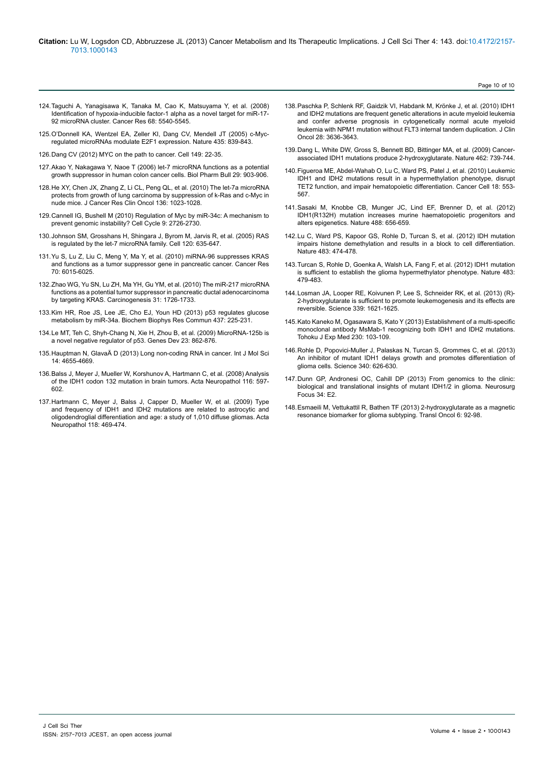124. Taguchi A, Yanagisawa K, Tanaka M, Cao K, Matsuyama Y, et al. (2008) Identification of hypoxia-inducible factor-1 alpha as a novel target for miR-17-92 microRNA cluster. Cancer Res 68: 5540-5545.

125. O'Donnell KA, Wentzel EA, Zeller KI, Dang CV, Mendell JT (2005) c-Myc-regulated microRNAs modulate E2F1 expression. Nature 435: 839-843.

126. Dang CV (2012) MYC on the path to cancer. Cell 149: 22-35.

127. Akao Y, Nakagawa Y, Naoe T (2006) let-7 microRNA functions as a potential growth suppressor in human colon cancer cells. Biol Pharm Bull 29: 903-906.

128. He XY, Chen JX, Zhang Z, Li CL, Peng QL, et al. (2010) The let-7a microRNA protects from growth of lung carcinoma by suppression of k-Ras and c-Myc in nude mice. J Cancer Res Clin Oncol 136: 1023-1028.

129. Cannell IG, Bushell M (2010) Regulation of Myc by miR-34c: A mechanism to prevent genomic instability? Cell Cycle 9: 2726-2730.

130. Johnson SM, Grosshans H, Shingara J, Byrom M, Jarvis R, et al. (2005) RAS is regulated by the let-7 microRNA family. Cell 120: 635-647.

131. Yu S, Lu Z, Liu C, Meng Y, Ma Y, et al. (2010) miRNA-96 suppresses KRAS and functions as a tumor suppressor gene in pancreatic cancer. Cancer Res 70: 6015-6025.

132. Zhao WG, Yu SN, Lu ZH, Ma YH, Gu YM, et al. (2010) The miR-217 microRNA functions as a potential tumor suppressor in pancreatic ductal adenocarcinoma by targeting KRAS. Carcinogenesis 31: 1726-1733.

133. Kim HR, Roe JS, Lee JE, Cho EJ, Youn HD (2013) p53 regulates glucose metabolism by miR-34a. Biochem Biophys Res Commun 437: 225-231.

134. Le MT, Teh C, Shyh-Chang N, Xie H, Zhou B, et al. (2009) MicroRNA-125b is a novel negative regulator of p53. Genes Dev 23: 862-876.

135. Hauptman N, GlavaÄ D (2013) Long non-coding RNA in cancer. Int J Mol Sci 14: 4655-4669.

136. Balss J, Meyer J, Mueller W, Korshunov A, Hartmann C, et al. (2008) Analysis of the IDH1 codon 132 mutation in brain tumors. Acta Neuropathol 116: 597-602.

137. Hartmann C, Meyer J, Balss J, Capper D, Mueller W, et al. (2009) Type and frequency of IDH1 and IDH2 mutations are related to astrocytic and oligodendroglial differentiation and age: a study of 1,010 diffuse gliomas. Acta Neuropathol 118: 469-474.

138. Paschka P, Schlenk RF, Gaidzik VI, Habdank M, Krönke J, et al. (2010) IDH1 and IDH2 mutations are frequent genetic alterations in acute myeloid leukemia and confer adverse prognosis in cytogenetically normal acute myeloid leukemia with NPM1 mutation without FLT3 internal tandem duplication. J Clin Oncol 28: 3636-3643.

139. Dang L, White DW, Gross S, Bennett BD, Bittinger MA, et al. (2009) Cancer-associated IDH1 mutations produce 2-hydroxyglutarate. Nature 462: 739-744.

140. Figueroa ME, Abdel-Wahab O, Lu C, Ward PS, Patel J, et al. (2010) Leukemic IDH1 and IDH2 mutations result in a hypermethylation phenotype, disrupt TET2 function, and impair hematopoietic differentiation. Cancer Cell 18: 553-567.

141. Sasaki M, Knobbe CB, Munger JC, Lind EF, Brenner D, et al. (2012) IDH1(R132H) mutation increases murine haematopoietic progenitors and alters epigenetics. Nature 488: 656-659.

142. Lu C, Ward PS, Kapoor GS, Rohle D, Turcan S, et al. (2012) IDH mutation impairs histone demethylation and results in a block to cell differentiation. Nature 483: 474-478.

143. Turcan S, Rohle D, Goenka A, Walsh LA, Fang F, et al. (2012) IDH1 mutation is sufficient to establish the glioma hypermethylator phenotype. Nature 483: 479-483.

144. Losman JA, Looper RE, Koivunen P, Lee S, Schneider RK, et al. (2013) (R)-2-hydroxyglutarate is sufficient to promote leukemogenesis and its effects are reversible. Science 339: 1621-1625.

145. Kato Kaneko M, Ogasawara S, Kato Y (2013) Establishment of a multi-specific monoclonal antibody MsMab-1 recognizing both IDH1 and IDH2 mutations. Tohoku J Exp Med 230: 103-109.

146. Rohle D, Popovici-Muller J, Palaskas N, Turcan S, Grommes C, et al. (2013) An inhibitor of mutant IDH1 delays growth and promotes differentiation of glioma cells. Science 340: 626-630.

147. Dunn GP, Andronesi OC, Cahill DP (2013) From genomics to the clinic: biological and translational insights of mutant IDH1/2 in glioma. Neurosurg Focus 34: E2.

148. Esmaeili M, Vettukattil R, Bathen TF (2013) 2-hydroxyglutarate as a magnetic resonance biomarker for glioma subtyping. Transl Oncol 6: 92-98.